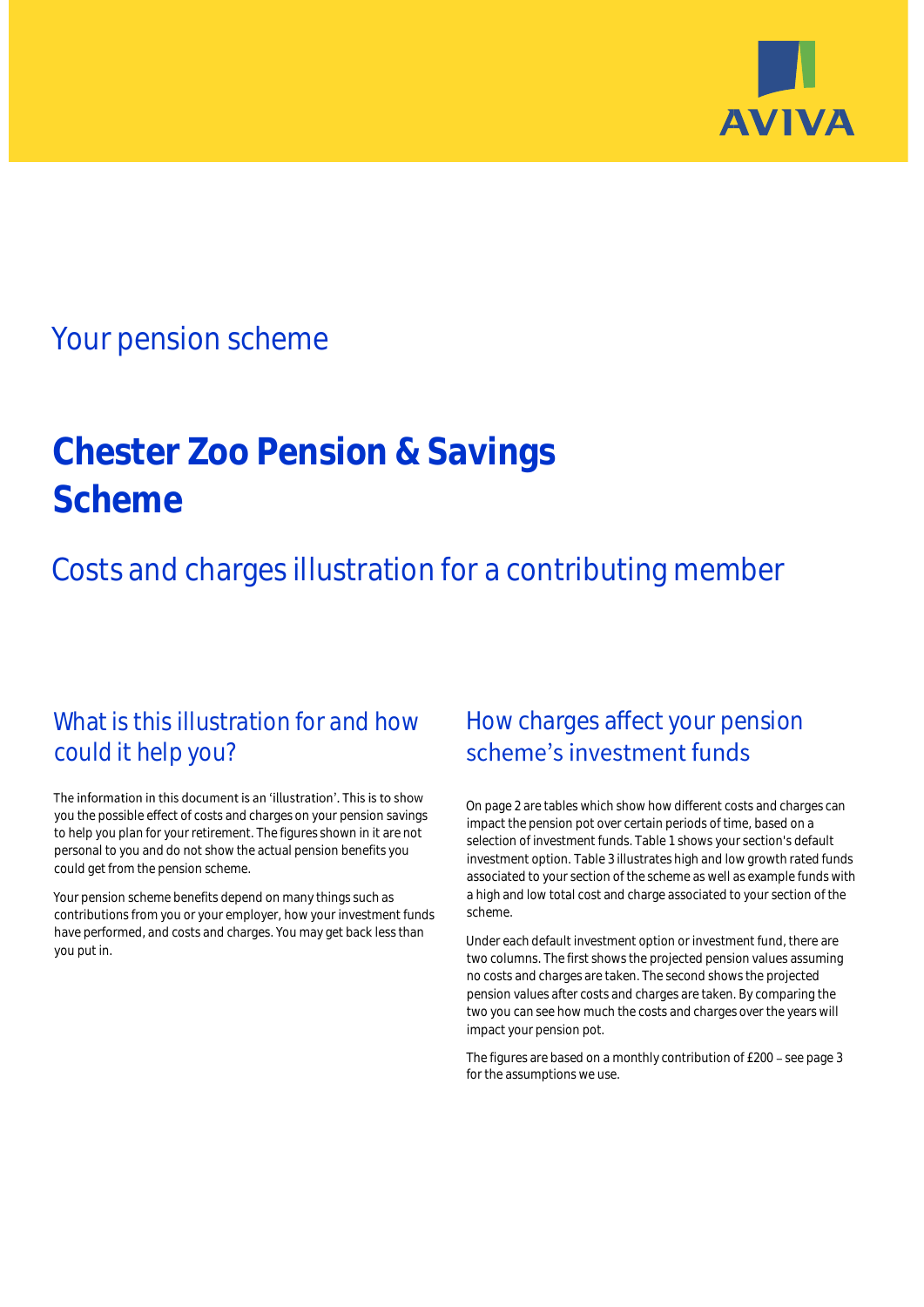AVIVA

## Your pension scheme

# Chester Zoo Pension & Savings Scheme

## Costs and charges illustration for a contributing member

### What is this illustration for and how could it help you?

The information in this document is an 'illustration'. This is to show you the possible effect of costs and charges on your pension savings to help you plan for your retirement. The figures shown in it are not personal to you and do not show the actual pension benefits you could get from the pension scheme.

Your pension scheme benefits depend on many things such as contributions from you or your employer, how your investment funds have performed, and costs and charges. You may get back less than you put in.

### How charges affect your pension scheme's investment funds

On page 2 are tables which show how different costs and charges can impact the pension pot over certain periods of time, based on a selection of investment funds. Table 1 shows your section's default investment option. Table 3 illustrates high and low growth rated funds associated to your section of the scheme as well as example funds with a high and low total cost and charge associated to your section of the scheme.

Under each default investment option or investment fund, there are two columns. The first shows the projected pension values assuming no costs and charges are taken. The second shows the projected pension values after costs and charges are taken. By comparing the two you can see how much the costs and charges over the years will impact your pension pot.

The figures are based on a monthly contribution of £200 – see page 3 for the assumptions we use.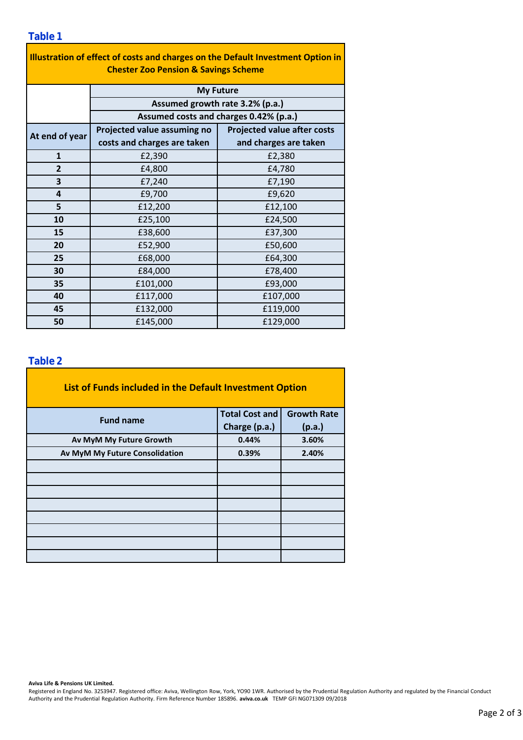## Table 1

| Illustration of effect of costs and charges on the Default Investment Option in Chester Zoo Pension & Savings Scheme | | |
|---|---|---|
| | My Future | |
| | Assumed growth rate 3.2% (p.a.) | |
| | Assumed costs and charges 0.42% (p.a.) | |
| **At end of year** | **Projected value assuming no costs and charges are taken** | **Projected value after costs and charges are taken** |
| **1** | £2,390 | £2,380 |
| **2** | £4,800 | £4,780 |
| **3** | £7,240 | £7,190 |
| **4** | £9,700 | £9,620 |
| **5** | £12,200 | £12,100 |
| **10** | £25,100 | £24,500 |
| **15** | £38,600 | £37,300 |
| **20** | £52,900 | £50,600 |
| **25** | £68,000 | £64,300 |
| **30** | £84,000 | £78,400 |
| **35** | £101,000 | £93,000 |
| **40** | £117,000 | £107,000 |
| **45** | £132,000 | £119,000 |
| **50** | £145,000 | £129,000 |

## Table 2

| List of Funds included in the Default Investment Option | | |
|---|---|---|
| **Fund name** | **Total Cost and Charge (p.a.)** | **Growth Rate (p.a.)** |
| **Av MyM My Future Growth** | **0.44%** | **3.60%** |
| **Av MyM My Future Consolidation** | **0.39%** | **2.40%** |
| | | |
| | | |
| | | |
| | | |
| | | |
| | | |
| | | |
| | | |

**Aviva Life & Pensions UK Limited.**
Registered in England No. 3253947. Registered office: Aviva, Wellington Row, York, YO90 1WR. Authorised by the Prudential Regulation Authority and regulated by the Financial Conduct Authority and the Prudential Regulation Authority. Firm Reference Number 185896. **aviva.co.uk** TEMP GFI NG071309 09/2018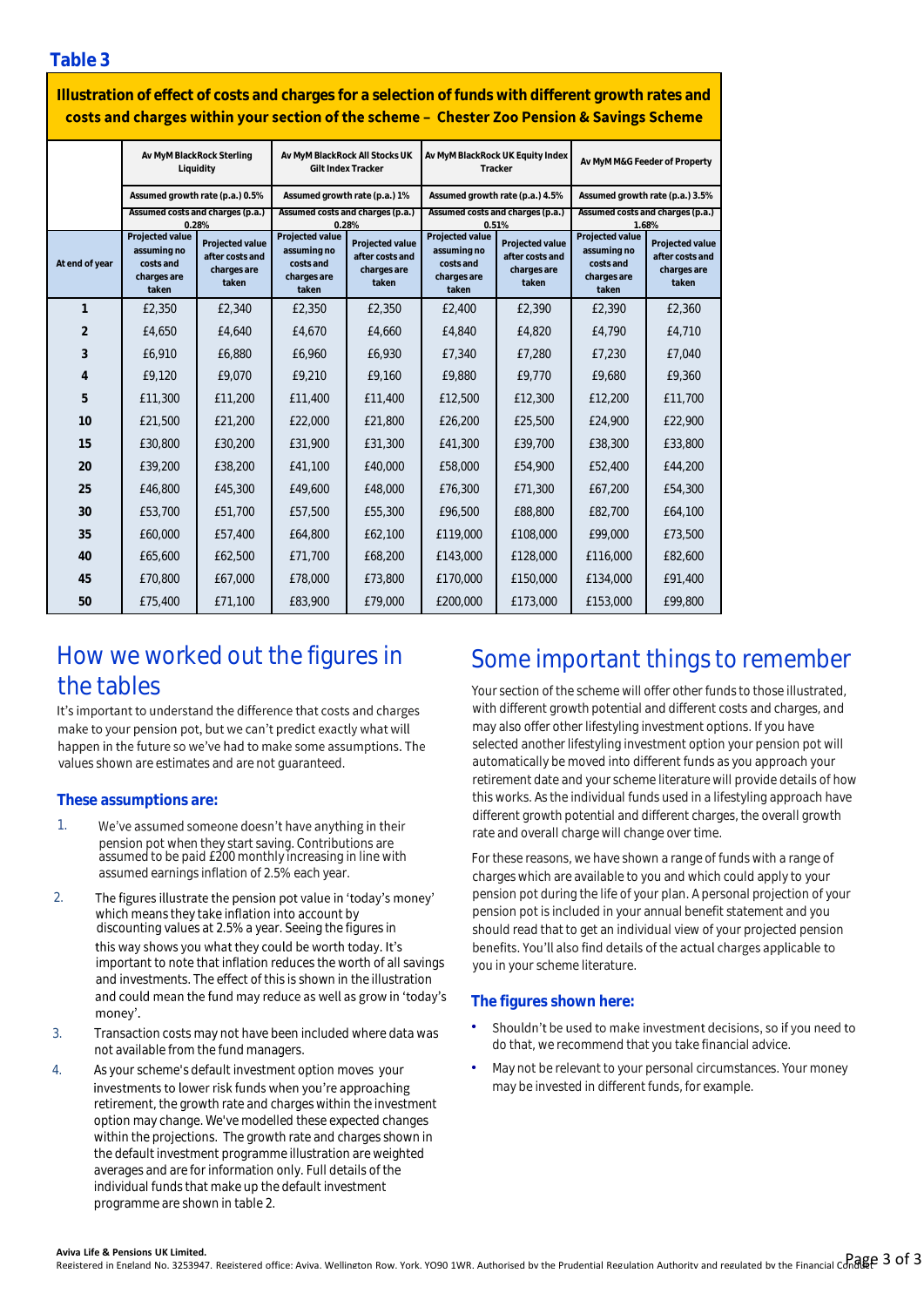## Table 3

| Illustration of effect of costs and charges for a selection of funds with different growth rates and costs and charges within your section of the scheme – Chester Zoo Pension & Savings Scheme | | | | | | | | |
|---|---|---|---|---|---|---|---|---|
| | Av MyM BlackRock Sterling Liquidity | | Av MyM BlackRock All Stocks UK Gilt Index Tracker | | Av MyM BlackRock UK Equity Index Tracker | | Av MyM M&G Feeder of Property | |
| | Assumed growth rate (p.a.) 0.5% | | Assumed growth rate (p.a.) 1% | | Assumed growth rate (p.a.) 4.5% | | Assumed growth rate (p.a.) 3.5% | |
| | Assumed costs and charges (p.a.) 0.28% | | Assumed costs and charges (p.a.) 0.28% | | Assumed costs and charges (p.a.) 0.51% | | Assumed costs and charges (p.a.) 1.68% | |
| At end of year | Projected value assuming no costs and charges are taken | Projected value after costs and charges are taken | Projected value assuming no costs and charges are taken | Projected value after costs and charges are taken | Projected value assuming no costs and charges are taken | Projected value after costs and charges are taken | Projected value assuming no costs and charges are taken | Projected value after costs and charges are taken |
| 1 | £2,350 | £2,340 | £2,350 | £2,350 | £2,400 | £2,390 | £2,390 | £2,360 |
| 2 | £4,650 | £4,640 | £4,670 | £4,660 | £4,840 | £4,820 | £4,790 | £4,710 |
| 3 | £6,910 | £6,880 | £6,960 | £6,930 | £7,340 | £7,280 | £7,230 | £7,040 |
| 4 | £9,120 | £9,070 | £9,210 | £9,160 | £9,880 | £9,770 | £9,680 | £9,360 |
| 5 | £11,300 | £11,200 | £11,400 | £11,400 | £12,500 | £12,300 | £12,200 | £11,700 |
| 10 | £21,500 | £21,200 | £22,000 | £21,800 | £26,200 | £25,500 | £24,900 | £22,900 |
| 15 | £30,800 | £30,200 | £31,900 | £31,300 | £41,300 | £39,700 | £38,300 | £33,800 |
| 20 | £39,200 | £38,200 | £41,100 | £40,000 | £58,000 | £54,900 | £52,400 | £44,200 |
| 25 | £46,800 | £45,300 | £49,600 | £48,000 | £76,300 | £71,300 | £67,200 | £54,300 |
| 30 | £53,700 | £51,700 | £57,500 | £55,300 | £96,500 | £88,800 | £82,700 | £64,100 |
| 35 | £60,000 | £57,400 | £64,800 | £62,100 | £119,000 | £108,000 | £99,000 | £73,500 |
| 40 | £65,600 | £62,500 | £71,700 | £68,200 | £143,000 | £128,000 | £116,000 | £82,600 |
| 45 | £70,800 | £67,000 | £78,000 | £73,800 | £170,000 | £150,000 | £134,000 | £91,400 |
| 50 | £75,400 | £71,100 | £83,900 | £79,000 | £200,000 | £173,000 | £153,000 | £99,800 |

# How we worked out the figures in the tables

It's important to understand the difference that costs and charges make to your pension pot, but we can't predict exactly what will happen in the future so we've had to make some assumptions. The values shown are estimates and are not guaranteed.

### These assumptions are:

1. We've assumed someone doesn't have anything in their pension pot when they start saving. Contributions are assumed to be paid £200 monthly increasing in line with assumed earnings inflation of 2.5% each year.
2. The figures illustrate the pension pot value in 'today's money' which means they take inflation into account by discounting values at 2.5% a year. Seeing the figures in this way shows you what they could be worth today. It's important to note that inflation reduces the worth of all savings and investments. The effect of this is shown in the illustration and could mean the fund may reduce as well as grow in 'today's money'.
3. Transaction costs may not have been included where data was not available from the fund managers.
4. As your scheme's default investment option moves your investments to lower risk funds when you're approaching retirement, the growth rate and charges within the investment option may change. We've modelled these expected changes within the projections. The growth rate and charges shown in the default investment programme illustration are weighted averages and are for information only. Full details of the individual funds that make up the default investment programme are shown in table 2.

# Some important things to remember

Your section of the scheme will offer other funds to those illustrated, with different growth potential and different costs and charges, and may also offer other lifestyling investment options. If you have selected another lifestyling investment option your pension pot will automatically be moved into different funds as you approach your retirement date and your scheme literature will provide details of how this works. As the individual funds used in a lifestyling approach have different growth potential and different charges, the overall growth rate and overall charge will change over time.

For these reasons, we have shown a range of funds with a range of charges which are available to you and which could apply to your pension pot during the life of your plan. A personal projection of your pension pot is included in your annual benefit statement and you should read that to get an individual view of your projected pension benefits. You'll also find details of the actual charges applicable to you in your scheme literature.

### The figures shown here:

- Shouldn't be used to make investment decisions, so if you need to do that, we recommend that you take financial advice.
- May not be relevant to your personal circumstances. Your money may be invested in different funds, for example.

**Aviva Life & Pensions UK Limited.**
Registered in England No. 3253947. Registered office: Aviva, Wellington Row, York, YO90 1WR. Authorised by the Prudential Regulation Authority and regulated by the Financial Conduct